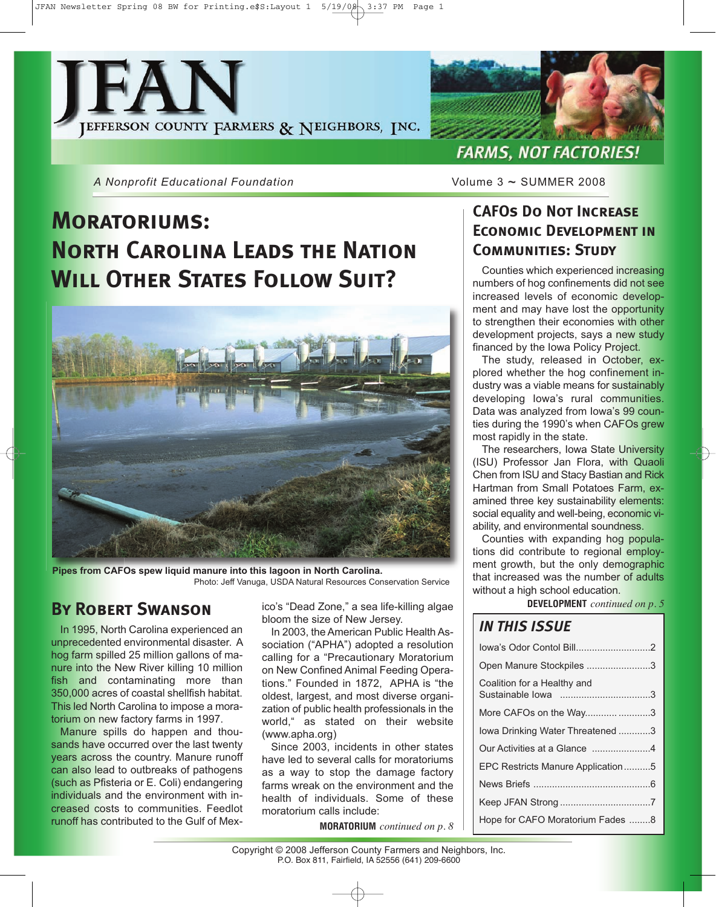# JFAN

JEFFERSON COUNTY FARMERS & NEIGHBORS, INC.

FARMS, NOT FACTORIES!

*A Nonprofit Educational Foundation*

Volume 3 ~ SUMMER 2008

# MORATORIUMS: NORTH CAROLINA LEADS THE NATION WILL OTHER STATES FOLLOW SUIT?

**Pipes from CAFOs spew liquid manure into this lagoon in North Carolina.**
Photo: Jeff Vanuga, USDA Natural Resources Conservation Service

## BY ROBERT SWANSON

In 1995, North Carolina experienced an unprecedented environmental disaster. A hog farm spilled 25 million gallons of manure into the New River killing 10 million fish and contaminating more than 350,000 acres of coastal shellfish habitat. This led North Carolina to impose a moratorium on new factory farms in 1997.

Manure spills do happen and thousands have occurred over the last twenty years across the country. Manure runoff can also lead to outbreaks of pathogens (such as Pfisteria or E. Coli) endangering individuals and the environment with increased costs to communities. Feedlot runoff has contributed to the Gulf of Mexico's "Dead Zone," a sea life-killing algae bloom the size of New Jersey.

In 2003, the American Public Health Association ("APHA") adopted a resolution calling for a "Precautionary Moratorium on New Confined Animal Feeding Operations." Founded in 1872, APHA is "the oldest, largest, and most diverse organization of public health professionals in the world," as stated on their website (www.apha.org)

Since 2003, incidents in other states have led to several calls for moratoriums as a way to stop the damage factory farms wreak on the environment and the health of individuals. Some of these moratorium calls include:

**MORATORIUM** *continued on p. 8*

## CAFOs Do Not Increase Economic Development in Communities: Study

Counties which experienced increasing numbers of hog confinements did not see increased levels of economic development and may have lost the opportunity to strengthen their economies with other development projects, says a new study financed by the Iowa Policy Project.

The study, released in October, explored whether the hog confinement industry was a viable means for sustainably developing Iowa's rural communities. Data was analyzed from Iowa's 99 counties during the 1990's when CAFOs grew most rapidly in the state.

The researchers, Iowa State University (ISU) Professor Jan Flora, with Quaoli Chen from ISU and Stacy Bastian and Rick Hartman from Small Potatoes Farm, examined three key sustainability elements: social equality and well-being, economic viability, and environmental soundness.

Counties with expanding hog populations did contribute to regional employment growth, but the only demographic that increased was the number of adults without a high school education.

**DEVELOPMENT** *continued on p. 5*

## IN THIS ISSUE

- Iowa's Odor Contol Bill ........ 2
- Open Manure Stockpiles ........ 3
- Coalition for a Healthy and Sustainable Iowa ........ 3
- More CAFOs on the Way ........ 3
- Iowa Drinking Water Threatened ........ 3
- Our Activities at a Glance ........ 4
- EPC Restricts Manure Application ........ 5
- News Briefs ........ 6
- Keep JFAN Strong ........ 7
- Hope for CAFO Moratorium Fades ........ 8

Copyright © 2008 Jefferson County Farmers and Neighbors, Inc.
P.O. Box 811, Fairfield, IA 52556 (641) 209-6600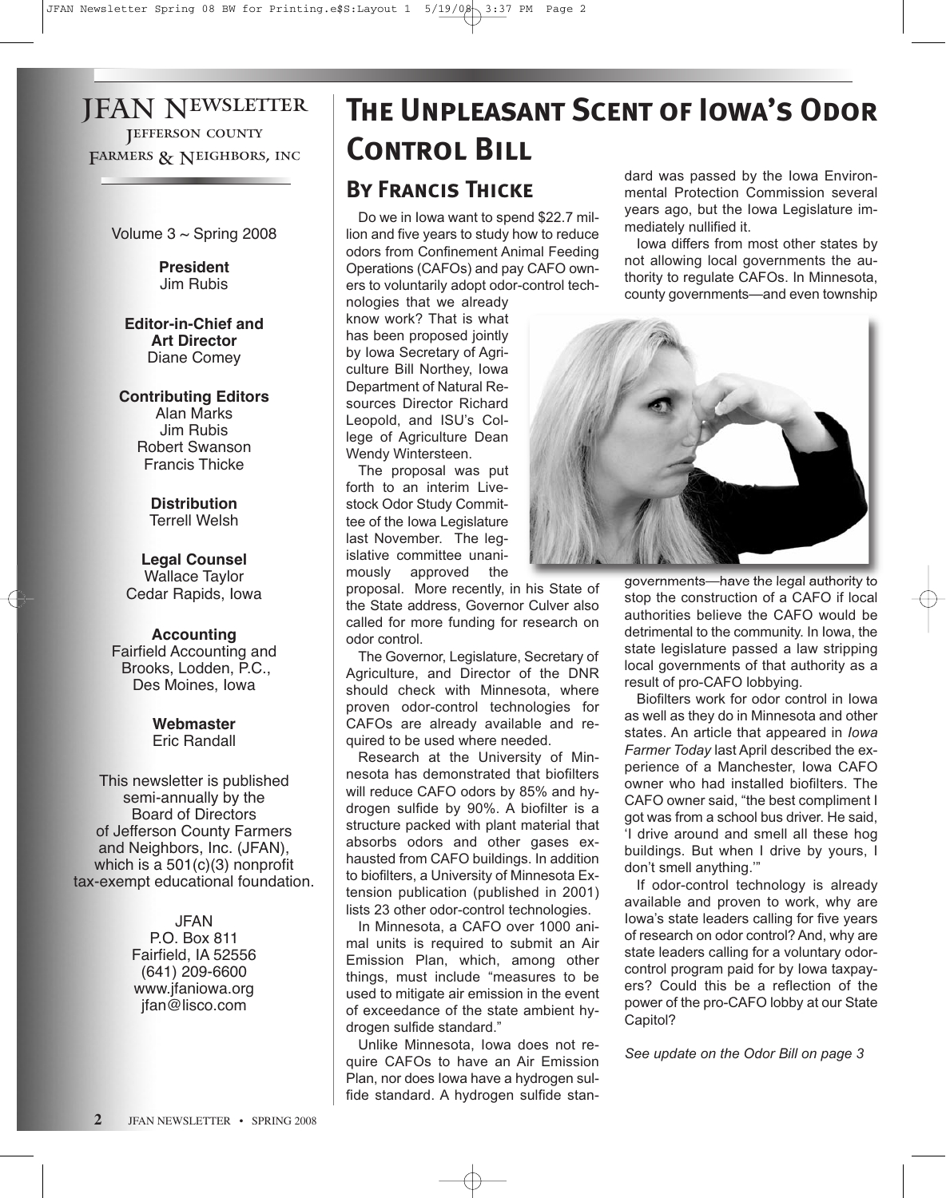# JFAN Newsletter

Jefferson County Farmers & Neighbors, Inc

Volume 3 ~ Spring 2008

**President**
Jim Rubis

**Editor-in-Chief and Art Director**
Diane Comey

**Contributing Editors**
Alan Marks
Jim Rubis
Robert Swanson
Francis Thicke

**Distribution**
Terrell Welsh

**Legal Counsel**
Wallace Taylor
Cedar Rapids, Iowa

**Accounting**
Fairfield Accounting and Brooks, Lodden, P.C.,
Des Moines, Iowa

**Webmaster**
Eric Randall

This newsletter is published semi-annually by the Board of Directors of Jefferson County Farmers and Neighbors, Inc. (JFAN), which is a 501(c)(3) nonprofit tax-exempt educational foundation.

JFAN
P.O. Box 811
Fairfield, IA 52556
(641) 209-6600
www.jfaniowa.org
jfan@lisco.com

# The Unpleasant Scent of Iowa's Odor Control Bill

## By Francis Thicke

Do we in Iowa want to spend $22.7 million and five years to study how to reduce odors from Confinement Animal Feeding Operations (CAFOs) and pay CAFO owners to voluntarily adopt odor-control technologies that we already know work? That is what has been proposed jointly by Iowa Secretary of Agriculture Bill Northey, Iowa Department of Natural Resources Director Richard Leopold, and ISU's College of Agriculture Dean Wendy Wintersteen.

The proposal was put forth to an interim Livestock Odor Study Committee of the Iowa Legislature last November. The legislative committee unanimously approved the proposal. More recently, in his State of the State address, Governor Culver also called for more funding for research on odor control.

The Governor, Legislature, Secretary of Agriculture, and Director of the DNR should check with Minnesota, where proven odor-control technologies for CAFOs are already available and required to be used where needed.

Research at the University of Minnesota has demonstrated that biofilters will reduce CAFO odors by 85% and hydrogen sulfide by 90%. A biofilter is a structure packed with plant material that absorbs odors and other gases exhausted from CAFO buildings. In addition to biofilters, a University of Minnesota Extension publication (published in 2001) lists 23 other odor-control technologies.

In Minnesota, a CAFO over 1000 animal units is required to submit an Air Emission Plan, which, among other things, must include "measures to be used to mitigate air emission in the event of exceedance of the state ambient hydrogen sulfide standard."

Unlike Minnesota, Iowa does not require CAFOs to have an Air Emission Plan, nor does Iowa have a hydrogen sulfide standard. A hydrogen sulfide standard was passed by the Iowa Environmental Protection Commission several years ago, but the Iowa Legislature immediately nullified it.

Iowa differs from most other states by not allowing local governments the authority to regulate CAFOs. In Minnesota, county governments—and even township governments—have the legal authority to stop the construction of a CAFO if local authorities believe the CAFO would be detrimental to the community. In Iowa, the state legislature passed a law stripping local governments of that authority as a result of pro-CAFO lobbying.

Biofilters work for odor control in Iowa as well as they do in Minnesota and other states. An article that appeared in *Iowa Farmer Today* last April described the experience of a Manchester, Iowa CAFO owner who had installed biofilters. The CAFO owner said, "the best compliment I got was from a school bus driver. He said, 'I drive around and smell all these hog buildings. But when I drive by yours, I don't smell anything.'"

If odor-control technology is already available and proven to work, why are Iowa's state leaders calling for five years of research on odor control? And, why are state leaders calling for a voluntary odor-control program paid for by Iowa taxpayers? Could this be a reflection of the power of the pro-CAFO lobby at our State Capitol?

*See update on the Odor Bill on page 3*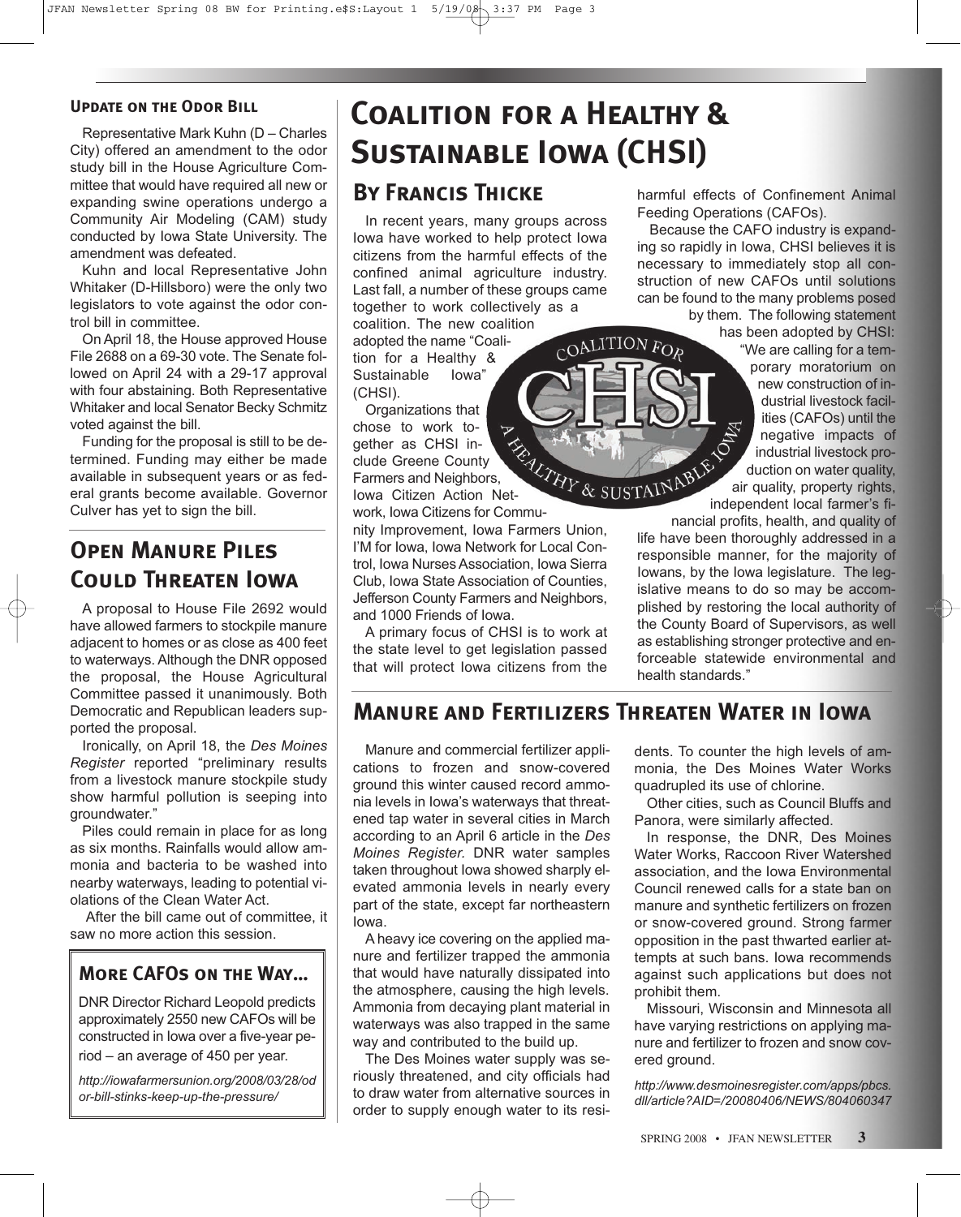### Update on the Odor Bill

Representative Mark Kuhn (D – Charles City) offered an amendment to the odor study bill in the House Agriculture Committee that would have required all new or expanding swine operations undergo a Community Air Modeling (CAM) study conducted by Iowa State University. The amendment was defeated.

Kuhn and local Representative John Whitaker (D-Hillsboro) were the only two legislators to vote against the odor control bill in committee.

On April 18, the House approved House File 2688 on a 69-30 vote. The Senate followed on April 24 with a 29-17 approval with four abstaining. Both Representative Whitaker and local Senator Becky Schmitz voted against the bill.

Funding for the proposal is still to be determined. Funding may either be made available in subsequent years or as federal grants become available. Governor Culver has yet to sign the bill.

## Open Manure Piles Could Threaten Iowa

A proposal to House File 2692 would have allowed farmers to stockpile manure adjacent to homes or as close as 400 feet to waterways. Although the DNR opposed the proposal, the House Agricultural Committee passed it unanimously. Both Democratic and Republican leaders supported the proposal.

Ironically, on April 18, the *Des Moines Register* reported "preliminary results from a livestock manure stockpile study show harmful pollution is seeping into groundwater."

Piles could remain in place for as long as six months. Rainfalls would allow ammonia and bacteria to be washed into nearby waterways, leading to potential violations of the Clean Water Act.

After the bill came out of committee, it saw no more action this session.

### More CAFOs on the Way...

DNR Director Richard Leopold predicts approximately 2550 new CAFOs will be constructed in Iowa over a five-year period – an average of 450 per year.

*http://iowafarmersunion.org/2008/03/28/odor-bill-stinks-keep-up-the-pressure/*

# Coalition for a Healthy & Sustainable Iowa (CHSI)

## By Francis Thicke

In recent years, many groups across Iowa have worked to help protect Iowa citizens from the harmful effects of the confined animal agriculture industry. Last fall, a number of these groups came together to work collectively as a coalition. The new coalition adopted the name "Coalition for a Healthy & Sustainable Iowa" (CHSI).

Organizations that chose to work together as CHSI include Greene County Farmers and Neighbors, Iowa Citizen Action Network, Iowa Citizens for Community Improvement, Iowa Farmers Union, I'M for Iowa, Iowa Network for Local Control, Iowa Nurses Association, Iowa Sierra Club, Iowa State Association of Counties, Jefferson County Farmers and Neighbors, and 1000 Friends of Iowa.

A primary focus of CHSI is to work at the state level to get legislation passed that will protect Iowa citizens from the harmful effects of Confinement Animal Feeding Operations (CAFOs).

Because the CAFO industry is expanding so rapidly in Iowa, CHSI believes it is necessary to immediately stop all construction of new CAFOs until solutions can be found to the many problems posed by them. The following statement has been adopted by CHSI:

"We are calling for a temporary moratorium on new construction of industrial livestock facilities (CAFOs) until the negative impacts of industrial livestock production on water quality, air quality, property rights, independent local farmer's financial profits, health, and quality of life have been thoroughly addressed in a responsible manner, for the majority of Iowans, by the Iowa legislature. The legislative means to do so may be accomplished by restoring the local authority of the County Board of Supervisors, as well as establishing stronger protective and enforceable statewide environmental and health standards."

## Manure and Fertilizers Threaten Water in Iowa

Manure and commercial fertilizer applications to frozen and snow-covered ground this winter caused record ammonia levels in Iowa's waterways that threatened tap water in several cities in March according to an April 6 article in the *Des Moines Register.* DNR water samples taken throughout Iowa showed sharply elevated ammonia levels in nearly every part of the state, except far northeastern Iowa.

A heavy ice covering on the applied manure and fertilizer trapped the ammonia that would have naturally dissipated into the atmosphere, causing the high levels. Ammonia from decaying plant material in waterways was also trapped in the same way and contributed to the build up.

The Des Moines water supply was seriously threatened, and city officials had to draw water from alternative sources in order to supply enough water to its residents. To counter the high levels of ammonia, the Des Moines Water Works quadrupled its use of chlorine.

Other cities, such as Council Bluffs and Panora, were similarly affected.

In response, the DNR, Des Moines Water Works, Raccoon River Watershed association, and the Iowa Environmental Council renewed calls for a state ban on manure and synthetic fertilizers on frozen or snow-covered ground. Strong farmer opposition in the past thwarted earlier attempts at such bans. Iowa recommends against such applications but does not prohibit them.

Missouri, Wisconsin and Minnesota all have varying restrictions on applying manure and fertilizer to frozen and snow covered ground.

*http://www.desmoinesregister.com/apps/pbcs.dll/article?AID=/20080406/NEWS/804060347*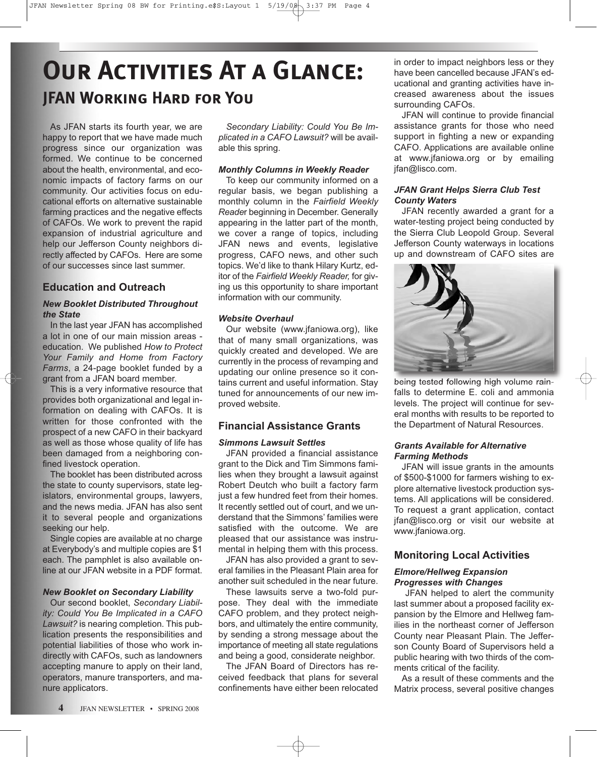# Our Activities At a Glance:

## JFAN Working Hard for You

As JFAN starts its fourth year, we are happy to report that we have made much progress since our organization was formed. We continue to be concerned about the health, environmental, and economic impacts of factory farms on our community. Our activities focus on educational efforts on alternative sustainable farming practices and the negative effects of CAFOs. We work to prevent the rapid expansion of industrial agriculture and help our Jefferson County neighbors directly affected by CAFOs. Here are some of our successes since last summer.

### Education and Outreach

#### *New Booklet Distributed Throughout the State*

In the last year JFAN has accomplished a lot in one of our main mission areas - education. We published *How to Protect Your Family and Home from Factory Farms*, a 24-page booklet funded by a grant from a JFAN board member.

This is a very informative resource that provides both organizational and legal information on dealing with CAFOs. It is written for those confronted with the prospect of a new CAFO in their backyard as well as those whose quality of life has been damaged from a neighboring confined livestock operation.

The booklet has been distributed across the state to county supervisors, state legislators, environmental groups, lawyers, and the news media. JFAN has also sent it to several people and organizations seeking our help.

Single copies are available at no charge at Everybody's and multiple copies are $1 each. The pamphlet is also available online at our JFAN website in a PDF format.

#### *New Booklet on Secondary Liability*

Our second booklet, *Secondary Liability: Could You Be Implicated in a CAFO Lawsuit?* is nearing completion. This publication presents the responsibilities and potential liabilities of those who work indirectly with CAFOs, such as landowners accepting manure to apply on their land, operators, manure transporters, and manure applicators.

*Secondary Liability: Could You Be Implicated in a CAFO Lawsuit?* will be available this spring.

#### *Monthly Columns in Weekly Reader*

To keep our community informed on a regular basis, we began publishing a monthly column in the *Fairfield Weekly Reader* beginning in December. Generally appearing in the latter part of the month, we cover a range of topics, including JFAN news and events, legislative progress, CAFO news, and other such topics. We'd like to thank Hilary Kurtz, editor of the *Fairfield Weekly Reader,* for giving us this opportunity to share important information with our community.

#### *Website Overhaul*

Our website (www.jfaniowa.org), like that of many small organizations, was quickly created and developed. We are currently in the process of revamping and updating our online presence so it contains current and useful information. Stay tuned for announcements of our new improved website.

### Financial Assistance Grants

#### *Simmons Lawsuit Settles*

JFAN provided a financial assistance grant to the Dick and Tim Simmons families when they brought a lawsuit against Robert Deutch who built a factory farm just a few hundred feet from their homes. It recently settled out of court, and we understand that the Simmons' families were satisfied with the outcome. We are pleased that our assistance was instrumental in helping them with this process.

JFAN has also provided a grant to several families in the Pleasant Plain area for another suit scheduled in the near future.

These lawsuits serve a two-fold purpose. They deal with the immediate CAFO problem, and they protect neighbors, and ultimately the entire community, by sending a strong message about the importance of meeting all state regulations and being a good, considerate neighbor.

The JFAN Board of Directors has received feedback that plans for several confinements have either been relocated in order to impact neighbors less or they have been cancelled because JFAN's educational and granting activities have increased awareness about the issues surrounding CAFOs.

JFAN will continue to provide financial assistance grants for those who need support in fighting a new or expanding CAFO. Applications are available online at www.jfaniowa.org or by emailing jfan@lisco.com.

#### *JFAN Grant Helps Sierra Club Test County Waters*

JFAN recently awarded a grant for a water-testing project being conducted by the Sierra Club Leopold Group. Several Jefferson County waterways in locations up and downstream of CAFO sites are being tested following high volume rainfalls to determine E. coli and ammonia levels. The project will continue for several months with results to be reported to the Department of Natural Resources.

#### *Grants Available for Alternative Farming Methods*

JFAN will issue grants in the amounts of $500-$1000 for farmers wishing to explore alternative livestock production systems. All applications will be considered. To request a grant application, contact jfan@lisco.org or visit our website at www.jfaniowa.org.

### Monitoring Local Activities

#### *Elmore/Hellweg Expansion Progresses with Changes*

JFAN helped to alert the community last summer about a proposed facility expansion by the Elmore and Hellweg families in the northeast corner of Jefferson County near Pleasant Plain. The Jefferson County Board of Supervisors held a public hearing with two thirds of the comments critical of the facility.

As a result of these comments and the Matrix process, several positive changes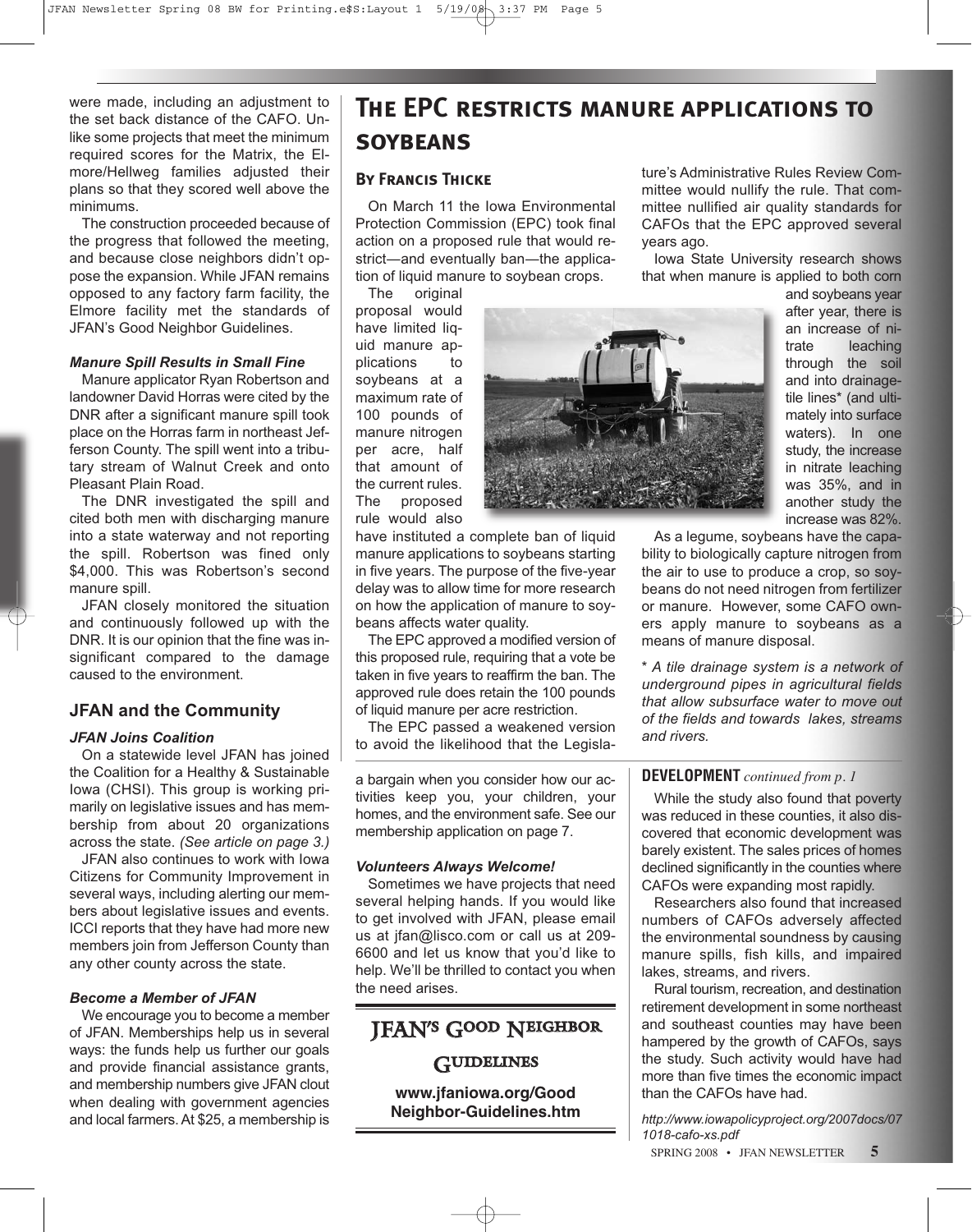were made, including an adjustment to the set back distance of the CAFO. Unlike some projects that meet the minimum required scores for the Matrix, the Elmore/Hellweg families adjusted their plans so that they scored well above the minimums.

The construction proceeded because of the progress that followed the meeting, and because close neighbors didn't oppose the expansion. While JFAN remains opposed to any factory farm facility, the Elmore facility met the standards of JFAN's Good Neighbor Guidelines.

### *Manure Spill Results in Small Fine*

Manure applicator Ryan Robertson and landowner David Horras were cited by the DNR after a significant manure spill took place on the Horras farm in northeast Jefferson County. The spill went into a tributary stream of Walnut Creek and onto Pleasant Plain Road.

The DNR investigated the spill and cited both men with discharging manure into a state waterway and not reporting the spill. Robertson was fined only $4,000. This was Robertson's second manure spill.

JFAN closely monitored the situation and continuously followed up with the DNR. It is our opinion that the fine was insignificant compared to the damage caused to the environment.

## JFAN and the Community

### *JFAN Joins Coalition*

On a statewide level JFAN has joined the Coalition for a Healthy & Sustainable Iowa (CHSI). This group is working primarily on legislative issues and has membership from about 20 organizations across the state. *(See article on page 3.)*

JFAN also continues to work with Iowa Citizens for Community Improvement in several ways, including alerting our members about legislative issues and events. ICCI reports that they have had more new members join from Jefferson County than any other county across the state.

### *Become a Member of JFAN*

We encourage you to become a member of JFAN. Memberships help us in several ways: the funds help us further our goals and provide financial assistance grants, and membership numbers give JFAN clout when dealing with government agencies and local farmers. At $25, a membership is a bargain when you consider how our activities keep you, your children, your homes, and the environment safe. See our membership application on page 7.

### *Volunteers Always Welcome!*

Sometimes we have projects that need several helping hands. If you would like to get involved with JFAN, please email us at jfan@lisco.com or call us at 209-6600 and let us know that you'd like to help. We'll be thrilled to contact you when the need arises.

## JFAN's Good Neighbor Guidelines

**www.jfaniowa.org/Good Neighbor-Guidelines.htm**

# The EPC restricts manure applications to soybeans

### By Francis Thicke

On March 11 the Iowa Environmental Protection Commission (EPC) took final action on a proposed rule that would restrict—and eventually ban—the application of liquid manure to soybean crops.

The original proposal would have limited liquid manure applications to soybeans at a maximum rate of 100 pounds of manure nitrogen per acre, half that amount of the current rules. The proposed rule would also have instituted a complete ban of liquid manure applications to soybeans starting in five years. The purpose of the five-year delay was to allow time for more research on how the application of manure to soybeans affects water quality.

The EPC approved a modified version of this proposed rule, requiring that a vote be taken in five years to reaffirm the ban. The approved rule does retain the 100 pounds of liquid manure per acre restriction.

The EPC passed a weakened version to avoid the likelihood that the Legislature's Administrative Rules Review Committee would nullify the rule. That committee nullified air quality standards for CAFOs that the EPC approved several years ago.

Iowa State University research shows that when manure is applied to both corn and soybeans year after year, there is an increase of nitrate leaching through the soil and into drainage-tile lines* (and ultimately into surface waters). In one study, the increase in nitrate leaching was 35%, and in another study the increase was 82%.

As a legume, soybeans have the capability to biologically capture nitrogen from the air to use to produce a crop, so soybeans do not need nitrogen from fertilizer or manure. However, some CAFO owners apply manure to soybeans as a means of manure disposal.

*\* A tile drainage system is a network of underground pipes in agricultural fields that allow subsurface water to move out of the fields and towards lakes, streams and rivers.*

**DEVELOPMENT** *continued from p. 1*

While the study also found that poverty was reduced in these counties, it also discovered that economic development was barely existent. The sales prices of homes declined significantly in the counties where CAFOs were expanding most rapidly.

Researchers also found that increased numbers of CAFOs adversely affected the environmental soundness by causing manure spills, fish kills, and impaired lakes, streams, and rivers.

Rural tourism, recreation, and destination retirement development in some northeast and southeast counties may have been hampered by the growth of CAFOs, says the study. Such activity would have had more than five times the economic impact than the CAFOs have had.

*http://www.iowapolicyproject.org/2007docs/071018-cafo-xs.pdf*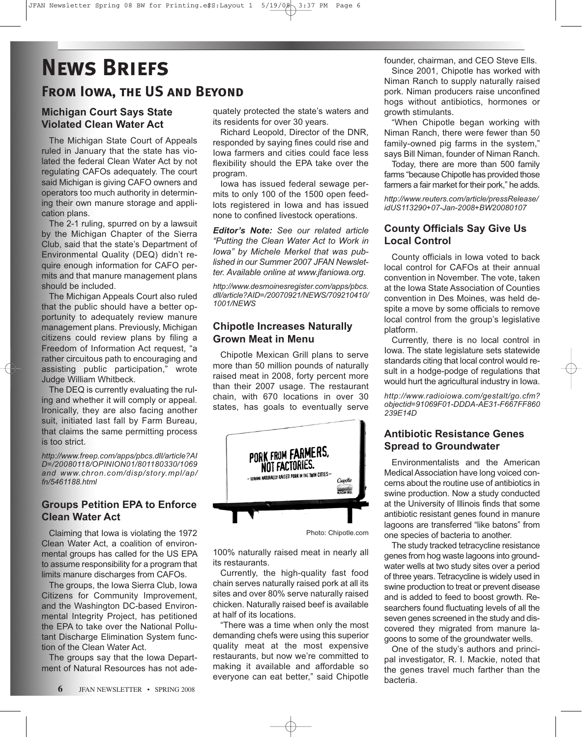# News Briefs

## From Iowa, the US and Beyond

### Michigan Court Says State Violated Clean Water Act

The Michigan State Court of Appeals ruled in January that the state has violated the federal Clean Water Act by not regulating CAFOs adequately. The court said Michigan is giving CAFO owners and operators too much authority in determining their own manure storage and application plans.

The 2-1 ruling, spurred on by a lawsuit by the Michigan Chapter of the Sierra Club, said that the state's Department of Environmental Quality (DEQ) didn't require enough information for CAFO permits and that manure management plans should be included.

The Michigan Appeals Court also ruled that the public should have a better opportunity to adequately review manure management plans. Previously, Michigan citizens could review plans by filing a Freedom of Information Act request, "a rather circuitous path to encouraging and assisting public participation," wrote Judge William Whitbeck.

The DEQ is currently evaluating the ruling and whether it will comply or appeal. Ironically, they are also facing another suit, initiated last fall by Farm Bureau, that claims the same permitting process is too strict.

*http://www.freep.com/apps/pbcs.dll/article?AID=/20080118/OPINION01/801180330/1069 and www.chron.com/disp/story.mpl/ap/fn/5461188.html*

### Groups Petition EPA to Enforce Clean Water Act

Claiming that Iowa is violating the 1972 Clean Water Act, a coalition of environmental groups has called for the US EPA to assume responsibility for a program that limits manure discharges from CAFOs.

The groups, the Iowa Sierra Club, Iowa Citizens for Community Improvement, and the Washington DC-based Environmental Integrity Project, has petitioned the EPA to take over the National Pollutant Discharge Elimination System function of the Clean Water Act.

The groups say that the Iowa Department of Natural Resources has not adequately protected the state's waters and its residents for over 30 years.

Richard Leopold, Director of the DNR, responded by saying fines could rise and Iowa farmers and cities could face less flexibility should the EPA take over the program.

Iowa has issued federal sewage permits to only 100 of the 1500 open feedlots registered in Iowa and has issued none to confined livestock operations.

***Editor's Note:*** *See our related article "Putting the Clean Water Act to Work in Iowa" by Michele Merkel that was published in our Summer 2007 JFAN Newsletter. Available online at www.jfaniowa.org.*

*http://www.desmoinesregister.com/apps/pbcs.dll/article?AID=/20070921/NEWS/709210410/1001/NEWS*

### Chipotle Increases Naturally Grown Meat in Menu

Chipotle Mexican Grill plans to serve more than 50 million pounds of naturally raised meat in 2008, forty percent more than their 2007 usage. The restaurant chain, with 670 locations in over 30 states, has goals to eventually serve 100% naturally raised meat in nearly all its restaurants.

Photo: Chipotle.com

Currently, the high-quality fast food chain serves naturally raised pork at all its sites and over 80% serve naturally raised chicken. Naturally raised beef is available at half of its locations.

"There was a time when only the most demanding chefs were using this superior quality meat at the most expensive restaurants, but now we're committed to making it available and affordable so everyone can eat better," said Chipotle founder, chairman, and CEO Steve Ells.

Since 2001, Chipotle has worked with Niman Ranch to supply naturally raised pork. Niman producers raise unconfined hogs without antibiotics, hormones or growth stimulants.

"When Chipotle began working with Niman Ranch, there were fewer than 50 family-owned pig farms in the system," says Bill Niman, founder of Niman Ranch.

Today, there are more than 500 family farms "because Chipotle has provided those farmers a fair market for their pork," he adds.

*http://www.reuters.com/article/pressRelease/idUS113290+07-Jan-2008+BW20080107*

### County Officials Say Give Us Local Control

County officials in Iowa voted to back local control for CAFOs at their annual convention in November. The vote, taken at the Iowa State Association of Counties convention in Des Moines, was held despite a move by some officials to remove local control from the group's legislative platform.

Currently, there is no local control in Iowa. The state legislature sets statewide standards citing that local control would result in a hodge-podge of regulations that would hurt the agricultural industry in Iowa.

*http://www.radioiowa.com/gestalt/go.cfm?objectid=91069F01-DDDA-AE31-F667FF860239E14D*

### Antibiotic Resistance Genes Spread to Groundwater

Environmentalists and the American Medical Association have long voiced concerns about the routine use of antibiotics in swine production. Now a study conducted at the University of Illinois finds that some antibiotic resistant genes found in manure lagoons are transferred "like batons" from one species of bacteria to another.

The study tracked tetracycline resistance genes from hog waste lagoons into groundwater wells at two study sites over a period of three years. Tetracycline is widely used in swine production to treat or prevent disease and is added to feed to boost growth. Researchers found fluctuating levels of all the seven genes screened in the study and discovered they migrated from manure lagoons to some of the groundwater wells.

One of the study's authors and principal investigator, R. I. Mackie, noted that the genes travel much farther than the bacteria.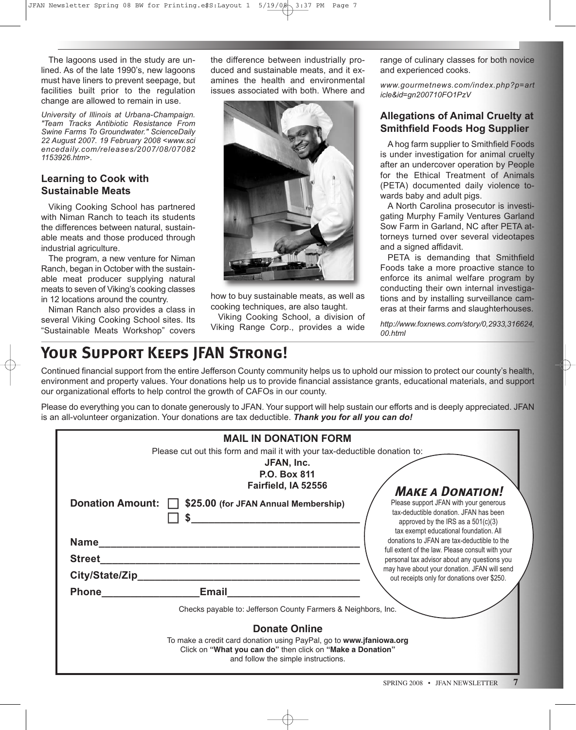The lagoons used in the study are unlined. As of the late 1990's, new lagoons must have liners to prevent seepage, but facilities built prior to the regulation change are allowed to remain in use.

*University of Illinois at Urbana-Champaign. "Team Tracks Antibiotic Resistance From Swine Farms To Groundwater." ScienceDaily 22 August 2007. 19 February 2008 <www.sciencedaily.com/releases/2007/08/070821153926.htm>.*

### Learning to Cook with Sustainable Meats

Viking Cooking School has partnered with Niman Ranch to teach its students the differences between natural, sustainable meats and those produced through industrial agriculture.

The program, a new venture for Niman Ranch, began in October with the sustainable meat producer supplying natural meats to seven of Viking's cooking classes in 12 locations around the country.

Niman Ranch also provides a class in several Viking Cooking School sites. Its "Sustainable Meats Workshop" covers the difference between industrially produced and sustainable meats, and it examines the health and environmental issues associated with both. Where and how to buy sustainable meats, as well as cooking techniques, are also taught.

Viking Cooking School, a division of Viking Range Corp., provides a wide range of culinary classes for both novice and experienced cooks.

*www.gourmetnews.com/index.php?p=article&id=gn200710FO1PzV*

### Allegations of Animal Cruelty at Smithfield Foods Hog Supplier

A hog farm supplier to Smithfield Foods is under investigation for animal cruelty after an undercover operation by People for the Ethical Treatment of Animals (PETA) documented daily violence towards baby and adult pigs.

A North Carolina prosecutor is investigating Murphy Family Ventures Garland Sow Farm in Garland, NC after PETA attorneys turned over several videotapes and a signed affidavit.

PETA is demanding that Smithfield Foods take a more proactive stance to enforce its animal welfare program by conducting their own internal investigations and by installing surveillance cameras at their farms and slaughterhouses.

*http://www.foxnews.com/story/0,2933,316624,00.html*

## Your Support Keeps JFAN Strong!

Continued financial support from the entire Jefferson County community helps us to uphold our mission to protect our county's health, environment and property values. Your donations help us to provide financial assistance grants, educational materials, and support our organizational efforts to help control the growth of CAFOs in our county.

Please do everything you can to donate generously to JFAN. Your support will help sustain our efforts and is deeply appreciated. JFAN is an all-volunteer organization. Your donations are tax deductible. ***Thank you for all you can do!***

### MAIL IN DONATION FORM

Please cut out this form and mail it with your tax-deductible donation to:

**JFAN, Inc.**
**P.O. Box 811**
**Fairfield, IA 52556**

**Donation Amount:** ☐ **$25.00 (for JFAN Annual Membership)**
☐ **$\_\_\_\_\_\_\_\_\_\_\_\_\_\_\_\_\_\_\_\_\_\_\_\_\_\_\_\_\_\_**

**Name**\_\_\_\_\_\_\_\_\_\_\_\_\_\_\_\_\_\_\_\_\_\_\_\_\_\_\_\_\_\_\_\_\_\_\_\_\_\_\_\_\_\_

**Street**\_\_\_\_\_\_\_\_\_\_\_\_\_\_\_\_\_\_\_\_\_\_\_\_\_\_\_\_\_\_\_\_\_\_\_\_\_\_\_\_\_\_

**City/State/Zip**\_\_\_\_\_\_\_\_\_\_\_\_\_\_\_\_\_\_\_\_\_\_\_\_\_\_\_\_\_\_\_\_\_\_\_\_

**Phone**\_\_\_\_\_\_\_\_\_\_\_\_\_\_\_\_ **Email**\_\_\_\_\_\_\_\_\_\_\_\_\_\_\_\_\_\_\_\_\_\_

Checks payable to: Jefferson County Farmers & Neighbors, Inc.

### *Make a Donation!*

Please support JFAN with your generous tax-deductible donation. JFAN has been approved by the IRS as a 501(c)(3) tax exempt educational foundation. All donations to JFAN are tax-deductible to the full extent of the law. Please consult with your personal tax advisor about any questions you may have about your donation. JFAN will send out receipts only for donations over $250.

### Donate Online

To make a credit card donation using PayPal, go to **www.jfaniowa.org**
Click on **"What you can do"** then click on **"Make a Donation"**
and follow the simple instructions.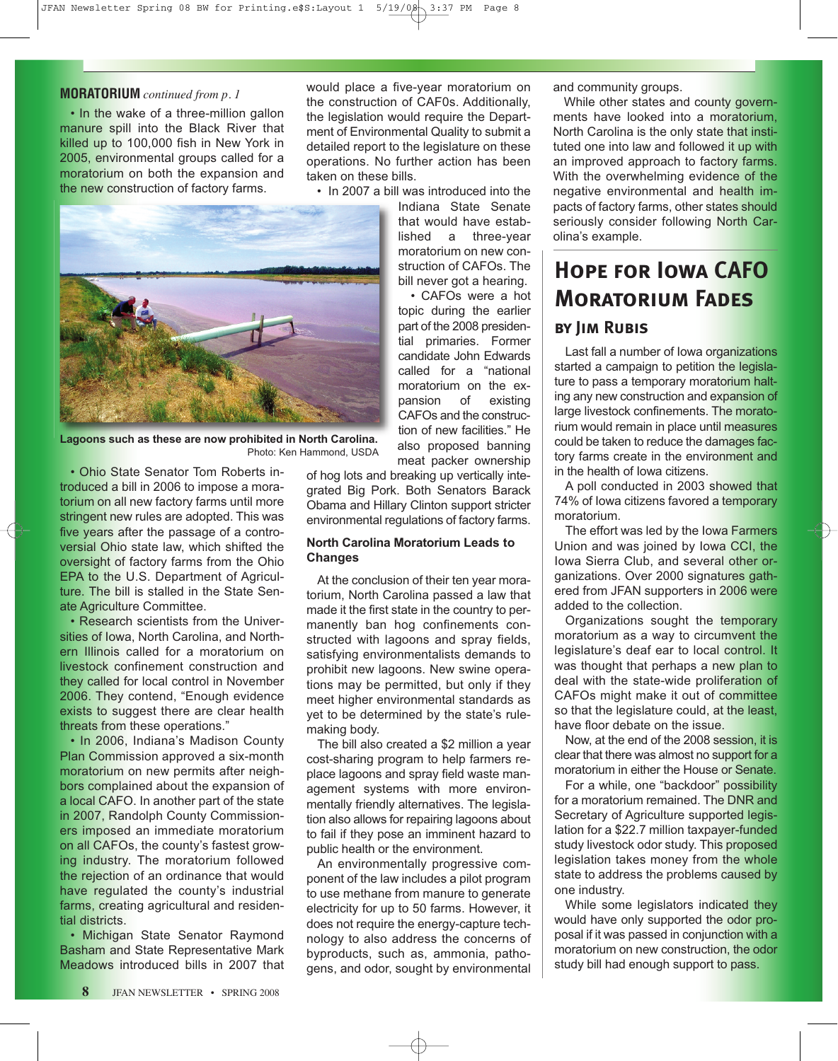**MORATORIUM** *continued from p. 1*

• In the wake of a three-million gallon manure spill into the Black River that killed up to 100,000 fish in New York in 2005, environmental groups called for a moratorium on both the expansion and the new construction of factory farms.

Lagoons such as these are now prohibited in North Carolina.
Photo: Ken Hammond, USDA

• Ohio State Senator Tom Roberts introduced a bill in 2006 to impose a moratorium on all new factory farms until more stringent new rules are adopted. This was five years after the passage of a controversial Ohio state law, which shifted the oversight of factory farms from the Ohio EPA to the U.S. Department of Agriculture. The bill is stalled in the State Senate Agriculture Committee.

• Research scientists from the Universities of Iowa, North Carolina, and Northern Illinois called for a moratorium on livestock confinement construction and they called for local control in November 2006. They contend, "Enough evidence exists to suggest there are clear health threats from these operations."

• In 2006, Indiana's Madison County Plan Commission approved a six-month moratorium on new permits after neighbors complained about the expansion of a local CAFO. In another part of the state in 2007, Randolph County Commissioners imposed an immediate moratorium on all CAFOs, the county's fastest growing industry. The moratorium followed the rejection of an ordinance that would have regulated the county's industrial farms, creating agricultural and residential districts.

• Michigan State Senator Raymond Basham and State Representative Mark Meadows introduced bills in 2007 that would place a five-year moratorium on the construction of CAF0s. Additionally, the legislation would require the Department of Environmental Quality to submit a detailed report to the legislature on these operations. No further action has been taken on these bills.

• In 2007 a bill was introduced into the Indiana State Senate that would have established a three-year moratorium on new construction of CAFOs. The bill never got a hearing.

• CAFOs were a hot topic during the earlier part of the 2008 presidential primaries. Former candidate John Edwards called for a "national moratorium on the expansion of existing CAFOs and the construction of new facilities." He also proposed banning meat packer ownership of hog lots and breaking up vertically integrated Big Pork. Both Senators Barack Obama and Hillary Clinton support stricter environmental regulations of factory farms.

**North Carolina Moratorium Leads to Changes**

At the conclusion of their ten year moratorium, North Carolina passed a law that made it the first state in the country to permanently ban hog confinements constructed with lagoons and spray fields, satisfying environmentalists demands to prohibit new lagoons. New swine operations may be permitted, but only if they meet higher environmental standards as yet to be determined by the state's rule-making body.

The bill also created a $2 million a year cost-sharing program to help farmers replace lagoons and spray field waste management systems with more environmentally friendly alternatives. The legislation also allows for repairing lagoons about to fail if they pose an imminent hazard to public health or the environment.

An environmentally progressive component of the law includes a pilot program to use methane from manure to generate electricity for up to 50 farms. However, it does not require the energy-capture technology to also address the concerns of byproducts, such as, ammonia, pathogens, and odor, sought by environmental and community groups.

While other states and county governments have looked into a moratorium, North Carolina is the only state that instituted one into law and followed it up with an improved approach to factory farms. With the overwhelming evidence of the negative environmental and health impacts of factory farms, other states should seriously consider following North Carolina's example.

## Hope for Iowa CAFO Moratorium Fades

### by Jim Rubis

Last fall a number of Iowa organizations started a campaign to petition the legislature to pass a temporary moratorium halting any new construction and expansion of large livestock confinements. The moratorium would remain in place until measures could be taken to reduce the damages factory farms create in the environment and in the health of Iowa citizens.

A poll conducted in 2003 showed that 74% of Iowa citizens favored a temporary moratorium.

The effort was led by the Iowa Farmers Union and was joined by Iowa CCI, the Iowa Sierra Club, and several other organizations. Over 2000 signatures gathered from JFAN supporters in 2006 were added to the collection.

Organizations sought the temporary moratorium as a way to circumvent the legislature's deaf ear to local control. It was thought that perhaps a new plan to deal with the state-wide proliferation of CAFOs might make it out of committee so that the legislature could, at the least, have floor debate on the issue.

Now, at the end of the 2008 session, it is clear that there was almost no support for a moratorium in either the House or Senate.

For a while, one "backdoor" possibility for a moratorium remained. The DNR and Secretary of Agriculture supported legislation for a $22.7 million taxpayer-funded study livestock odor study. This proposed legislation takes money from the whole state to address the problems caused by one industry.

While some legislators indicated they would have only supported the odor proposal if it was passed in conjunction with a moratorium on new construction, the odor study bill had enough support to pass.